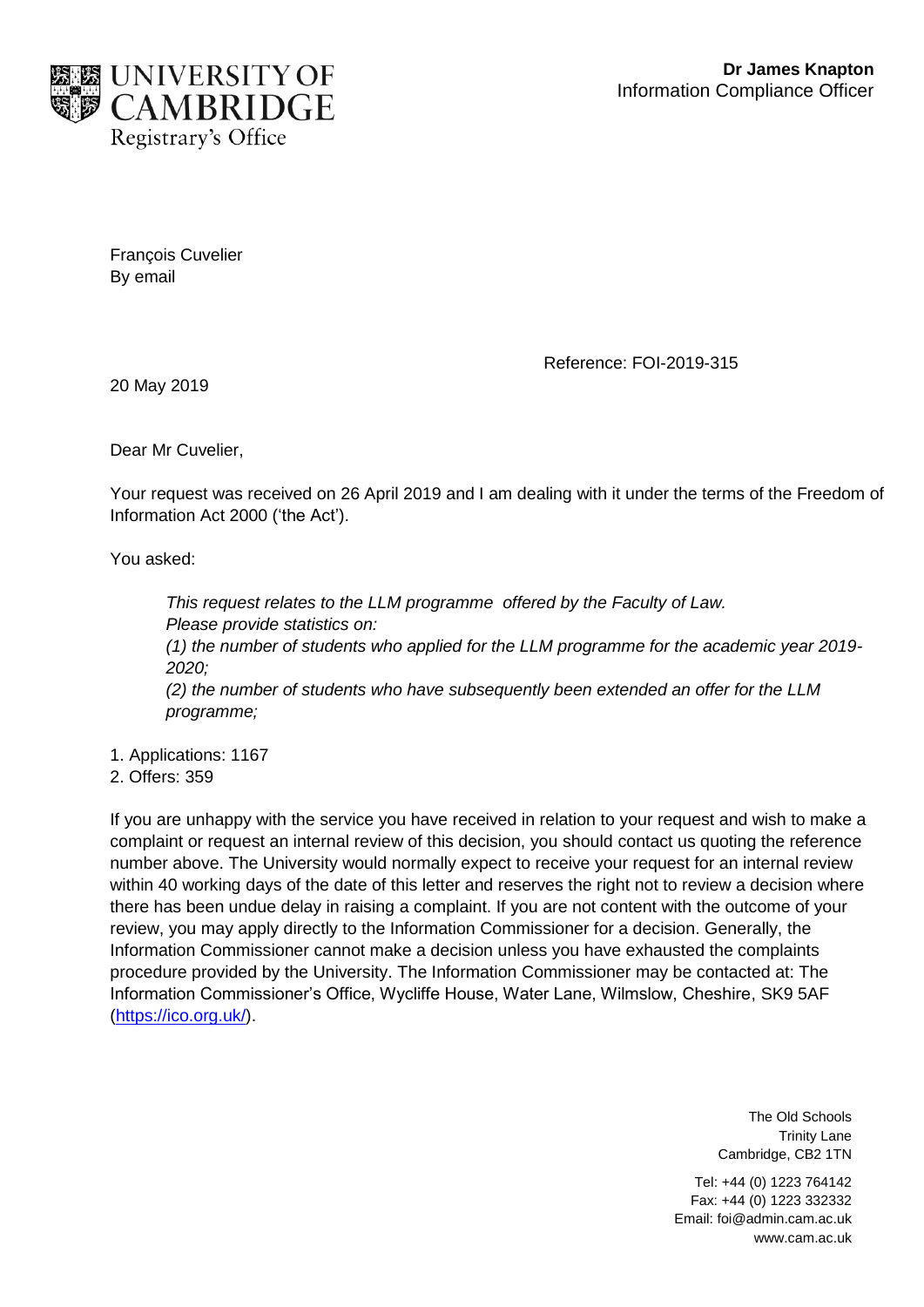UNIVERSITY OF CAMBRIDGE
Registrary's Office

**Dr James Knapton**
Information Compliance Officer

François Cuvelier
By email

Reference: FOI-2019-315

20 May 2019

Dear Mr Cuvelier,

Your request was received on 26 April 2019 and I am dealing with it under the terms of the Freedom of Information Act 2000 ('the Act').

You asked:

> *This request relates to the LLM programme offered by the Faculty of Law.*
> *Please provide statistics on:*
> *(1) the number of students who applied for the LLM programme for the academic year 2019-2020;*
> *(2) the number of students who have subsequently been extended an offer for the LLM programme;*

1. Applications: 1167
2. Offers: 359

If you are unhappy with the service you have received in relation to your request and wish to make a complaint or request an internal review of this decision, you should contact us quoting the reference number above. The University would normally expect to receive your request for an internal review within 40 working days of the date of this letter and reserves the right not to review a decision where there has been undue delay in raising a complaint. If you are not content with the outcome of your review, you may apply directly to the Information Commissioner for a decision. Generally, the Information Commissioner cannot make a decision unless you have exhausted the complaints procedure provided by the University. The Information Commissioner may be contacted at: The Information Commissioner's Office, Wycliffe House, Water Lane, Wilmslow, Cheshire, SK9 5AF (https://ico.org.uk/).

The Old Schools
Trinity Lane
Cambridge, CB2 1TN

Tel: +44 (0) 1223 764142
Fax: +44 (0) 1223 332332
Email: foi@admin.cam.ac.uk
www.cam.ac.uk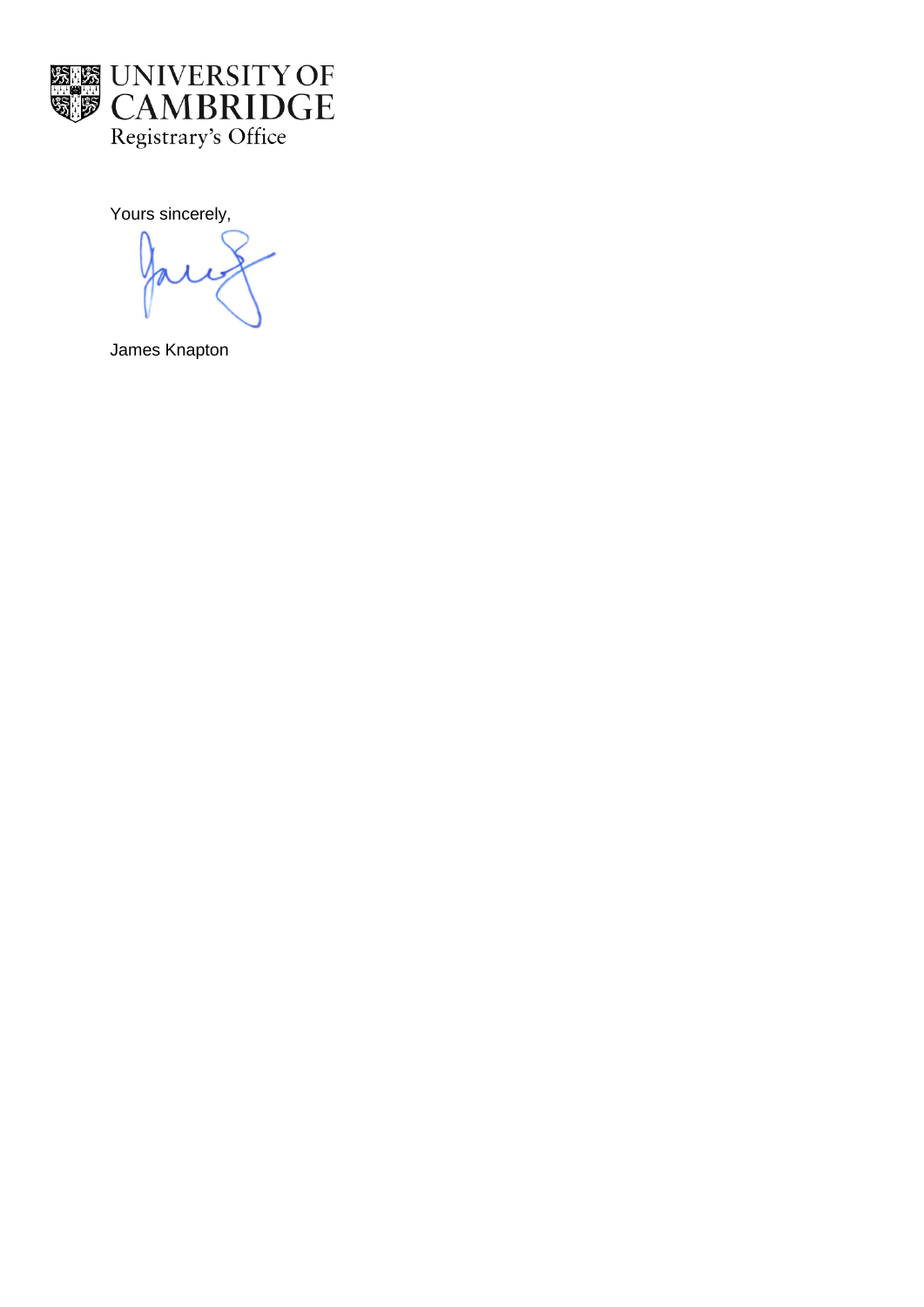UNIVERSITY OF CAMBRIDGE
Registrary's Office

Yours sincerely,

James Knapton